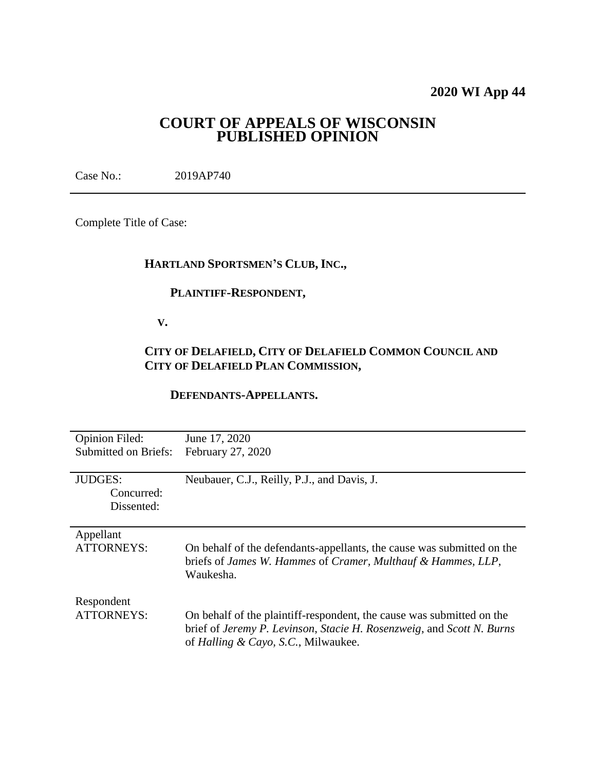**2020 WI App 44**

# COURT OF APPEALS OF WISCONSIN
# PUBLISHED OPINION

Case No.: 2019AP740

---

Complete Title of Case:

**HARTLAND SPORTSMEN'S CLUB, INC.,**

**PLAINTIFF-RESPONDENT,**

**V.**

**CITY OF DELAFIELD, CITY OF DELAFIELD COMMON COUNCIL AND CITY OF DELAFIELD PLAN COMMISSION,**

**DEFENDANTS-APPELLANTS.**

---

| | |
|---|---|
| Opinion Filed: | June 17, 2020 |
| Submitted on Briefs: | February 27, 2020 |

---

| | |
|---|---|
| JUDGES: | Neubauer, C.J., Reilly, P.J., and Davis, J. |
| Concurred: | |
| Dissented: | |

---

| | |
|---|---|
| Appellant ATTORNEYS: | On behalf of the defendants-appellants, the cause was submitted on the briefs of *James W. Hammes* of *Cramer, Multhauf & Hammes, LLP*, Waukesha. |
| Respondent ATTORNEYS: | On behalf of the plaintiff-respondent, the cause was submitted on the brief of *Jeremy P. Levinson*, *Stacie H. Rosenzweig*, and *Scott N. Burns* of *Halling & Cayo, S.C.*, Milwaukee. |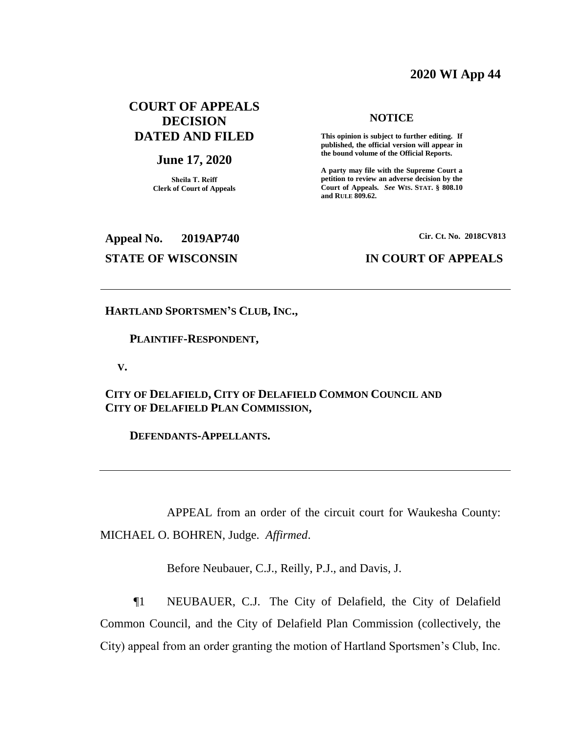**2020 WI App 44**

# COURT OF APPEALS DECISION DATED AND FILED

**June 17, 2020**

**Sheila T. Reiff**
**Clerk of Court of Appeals**

**NOTICE**

**This opinion is subject to further editing. If published, the official version will appear in the bound volume of the Official Reports.**

**A party may file with the Supreme Court a petition to review an adverse decision by the Court of Appeals.** ***See*** **WIS. STAT. § 808.10 and RULE 809.62.**

**Appeal No. 2019AP740**

**Cir. Ct. No. 2018CV813**

**STATE OF WISCONSIN**

**IN COURT OF APPEALS**

---

**HARTLAND SPORTSMEN'S CLUB, INC.,**

**PLAINTIFF-RESPONDENT,**

**V.**

**CITY OF DELAFIELD, CITY OF DELAFIELD COMMON COUNCIL AND CITY OF DELAFIELD PLAN COMMISSION,**

**DEFENDANTS-APPELLANTS.**

---

APPEAL from an order of the circuit court for Waukesha County: MICHAEL O. BOHREN, Judge. *Affirmed*.

Before Neubauer, C.J., Reilly, P.J., and Davis, J.

¶1 NEUBAUER, C.J. The City of Delafield, the City of Delafield Common Council, and the City of Delafield Plan Commission (collectively, the City) appeal from an order granting the motion of Hartland Sportsmen's Club, Inc.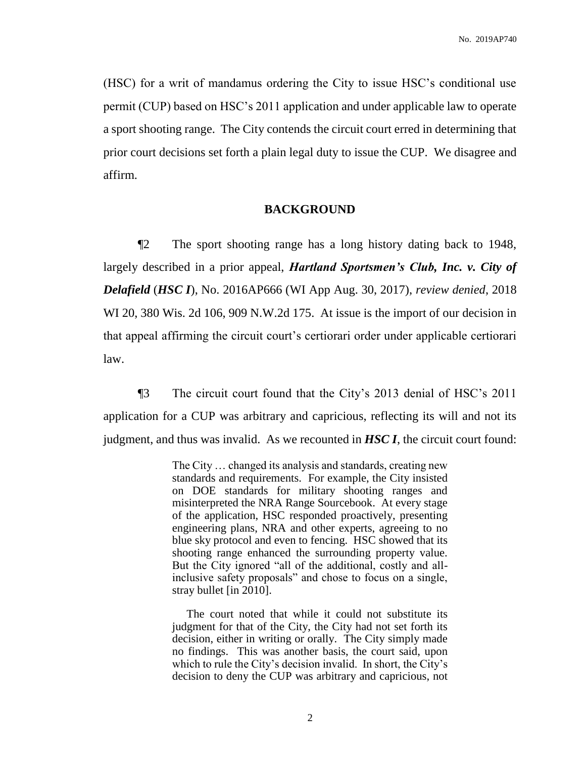(HSC) for a writ of mandamus ordering the City to issue HSC's conditional use permit (CUP) based on HSC's 2011 application and under applicable law to operate a sport shooting range. The City contends the circuit court erred in determining that prior court decisions set forth a plain legal duty to issue the CUP. We disagree and affirm.

## BACKGROUND

¶2 The sport shooting range has a long history dating back to 1948, largely described in a prior appeal, ***Hartland Sportsmen's Club, Inc. v. City of Delafield*** (***HSC I***), No. 2016AP666 (WI App Aug. 30, 2017), *review denied*, 2018 WI 20, 380 Wis. 2d 106, 909 N.W.2d 175. At issue is the import of our decision in that appeal affirming the circuit court's certiorari order under applicable certiorari law.

¶3 The circuit court found that the City's 2013 denial of HSC's 2011 application for a CUP was arbitrary and capricious, reflecting its will and not its judgment, and thus was invalid. As we recounted in ***HSC I***, the circuit court found:

> The City … changed its analysis and standards, creating new standards and requirements. For example, the City insisted on DOE standards for military shooting ranges and misinterpreted the NRA Range Sourcebook. At every stage of the application, HSC responded proactively, presenting engineering plans, NRA and other experts, agreeing to no blue sky protocol and even to fencing. HSC showed that its shooting range enhanced the surrounding property value. But the City ignored "all of the additional, costly and all-inclusive safety proposals" and chose to focus on a single, stray bullet [in 2010].
>
> The court noted that while it could not substitute its judgment for that of the City, the City had not set forth its decision, either in writing or orally. The City simply made no findings. This was another basis, the court said, upon which to rule the City's decision invalid. In short, the City's decision to deny the CUP was arbitrary and capricious, not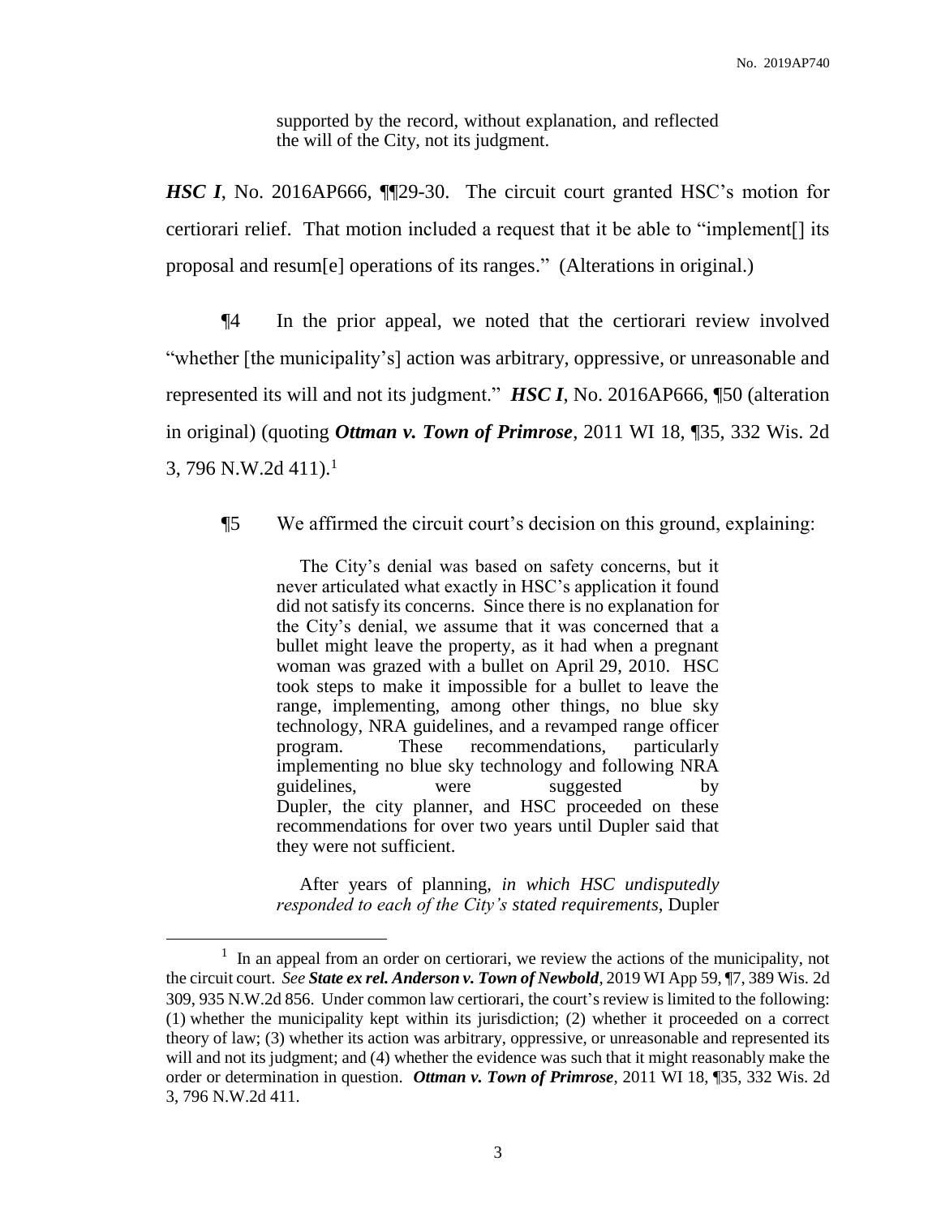> supported by the record, without explanation, and reflected the will of the City, not its judgment.

***HSC I***, No. 2016AP666, ¶¶29-30. The circuit court granted HSC's motion for certiorari relief. That motion included a request that it be able to "implement[] its proposal and resum[e] operations of its ranges." (Alterations in original.)

¶4 In the prior appeal, we noted that the certiorari review involved "whether [the municipality's] action was arbitrary, oppressive, or unreasonable and represented its will and not its judgment." ***HSC I***, No. 2016AP666, ¶50 (alteration in original) (quoting ***Ottman v. Town of Primrose***, 2011 WI 18, ¶35, 332 Wis. 2d 3, 796 N.W.2d 411).[1]

¶5 We affirmed the circuit court's decision on this ground, explaining:

> The City's denial was based on safety concerns, but it never articulated what exactly in HSC's application it found did not satisfy its concerns. Since there is no explanation for the City's denial, we assume that it was concerned that a bullet might leave the property, as it had when a pregnant woman was grazed with a bullet on April 29, 2010. HSC took steps to make it impossible for a bullet to leave the range, implementing, among other things, no blue sky technology, NRA guidelines, and a revamped range officer program. These recommendations, particularly implementing no blue sky technology and following NRA guidelines, were suggested by Dupler, the city planner, and HSC proceeded on these recommendations for over two years until Dupler said that they were not sufficient.
>
> After years of planning, *in which HSC undisputedly responded to each of the City's stated requirements*, Dupler

---

[1] In an appeal from an order on certiorari, we review the actions of the municipality, not the circuit court. *See* ***State ex rel. Anderson v. Town of Newbold***, 2019 WI App 59, ¶7, 389 Wis. 2d 309, 935 N.W.2d 856. Under common law certiorari, the court's review is limited to the following: (1) whether the municipality kept within its jurisdiction; (2) whether it proceeded on a correct theory of law; (3) whether its action was arbitrary, oppressive, or unreasonable and represented its will and not its judgment; and (4) whether the evidence was such that it might reasonably make the order or determination in question. ***Ottman v. Town of Primrose***, 2011 WI 18, ¶35, 332 Wis. 2d 3, 796 N.W.2d 411.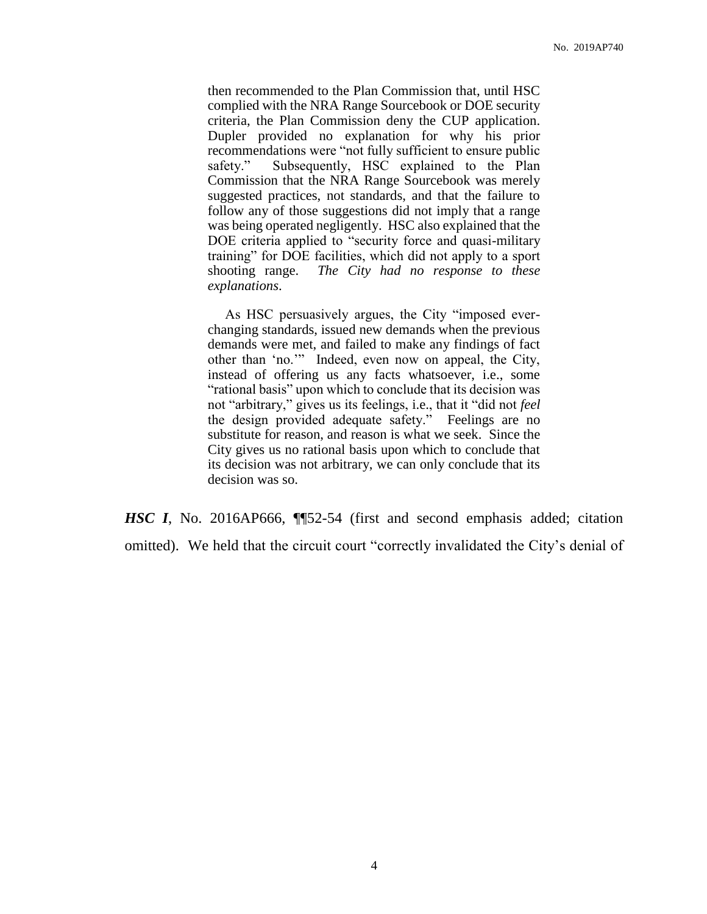> then recommended to the Plan Commission that, until HSC complied with the NRA Range Sourcebook or DOE security criteria, the Plan Commission deny the CUP application. Dupler provided no explanation for why his prior recommendations were "not fully sufficient to ensure public safety." Subsequently, HSC explained to the Plan Commission that the NRA Range Sourcebook was merely suggested practices, not standards, and that the failure to follow any of those suggestions did not imply that a range was being operated negligently. HSC also explained that the DOE criteria applied to "security force and quasi-military training" for DOE facilities, which did not apply to a sport shooting range. *The City had no response to these explanations*.
>
> As HSC persuasively argues, the City "imposed ever-changing standards, issued new demands when the previous demands were met, and failed to make any findings of fact other than 'no.'" Indeed, even now on appeal, the City, instead of offering us any facts whatsoever, i.e., some "rational basis" upon which to conclude that its decision was not "arbitrary," gives us its feelings, i.e., that it "did not *feel* the design provided adequate safety." Feelings are no substitute for reason, and reason is what we seek. Since the City gives us no rational basis upon which to conclude that its decision was not arbitrary, we can only conclude that its decision was so.

***HSC I***, No. 2016AP666, ¶¶52-54 (first and second emphasis added; citation omitted). We held that the circuit court "correctly invalidated the City's denial of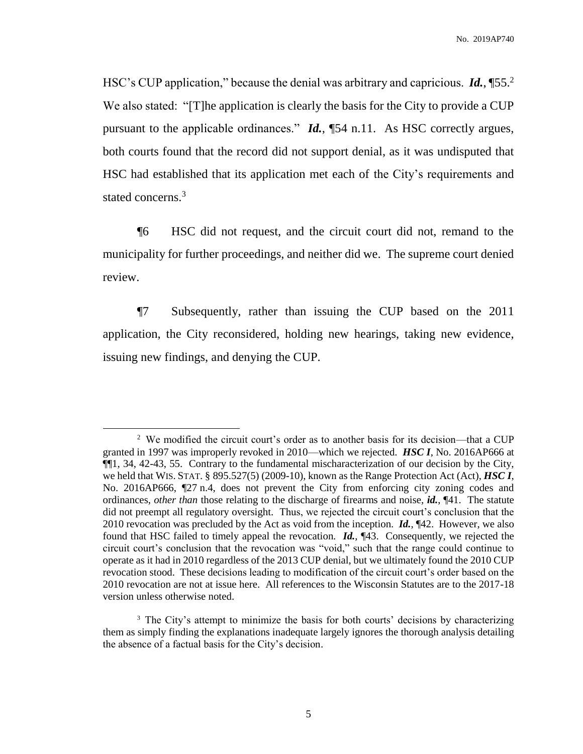HSC's CUP application," because the denial was arbitrary and capricious. ***Id.***, ¶55.[2] We also stated: "[T]he application is clearly the basis for the City to provide a CUP pursuant to the applicable ordinances." ***Id.***, ¶54 n.11. As HSC correctly argues, both courts found that the record did not support denial, as it was undisputed that HSC had established that its application met each of the City's requirements and stated concerns.[3]

¶6 HSC did not request, and the circuit court did not, remand to the municipality for further proceedings, and neither did we. The supreme court denied review.

¶7 Subsequently, rather than issuing the CUP based on the 2011 application, the City reconsidered, holding new hearings, taking new evidence, issuing new findings, and denying the CUP.

---

[2] We modified the circuit court's order as to another basis for its decision—that a CUP granted in 1997 was improperly revoked in 2010—which we rejected. ***HSC I***, No. 2016AP666 at ¶¶1, 34, 42-43, 55. Contrary to the fundamental mischaracterization of our decision by the City, we held that WIS. STAT. § 895.527(5) (2009-10), known as the Range Protection Act (Act), ***HSC I***, No. 2016AP666, ¶27 n.4, does not prevent the City from enforcing city zoning codes and ordinances, *other than* those relating to the discharge of firearms and noise, ***id.***, ¶41. The statute did not preempt all regulatory oversight. Thus, we rejected the circuit court's conclusion that the 2010 revocation was precluded by the Act as void from the inception. ***Id.***, ¶42. However, we also found that HSC failed to timely appeal the revocation. ***Id.***, ¶43. Consequently, we rejected the circuit court's conclusion that the revocation was "void," such that the range could continue to operate as it had in 2010 regardless of the 2013 CUP denial, but we ultimately found the 2010 CUP revocation stood. These decisions leading to modification of the circuit court's order based on the 2010 revocation are not at issue here. All references to the Wisconsin Statutes are to the 2017-18 version unless otherwise noted.

[3] The City's attempt to minimize the basis for both courts' decisions by characterizing them as simply finding the explanations inadequate largely ignores the thorough analysis detailing the absence of a factual basis for the City's decision.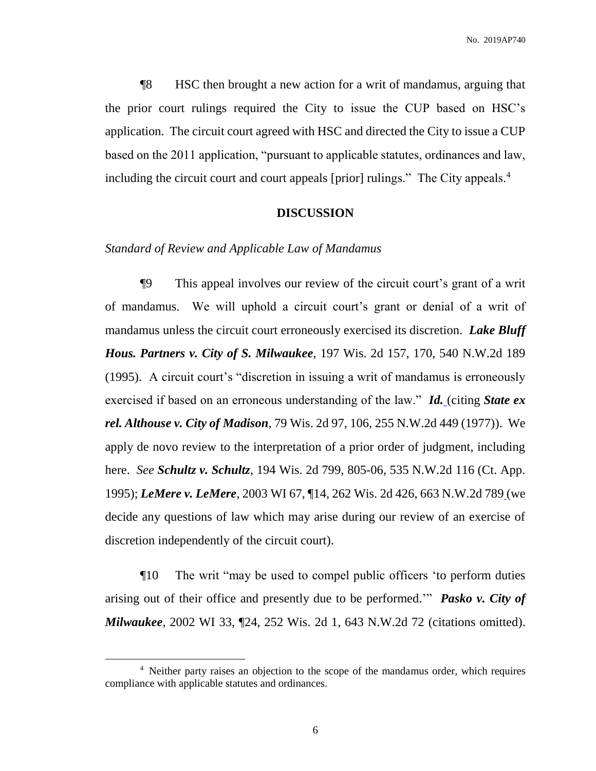¶8 HSC then brought a new action for a writ of mandamus, arguing that the prior court rulings required the City to issue the CUP based on HSC's application. The circuit court agreed with HSC and directed the City to issue a CUP based on the 2011 application, "pursuant to applicable statutes, ordinances and law, including the circuit court and court appeals [prior] rulings." The City appeals.[4]

## DISCUSSION

### *Standard of Review and Applicable Law of Mandamus*

¶9 This appeal involves our review of the circuit court's grant of a writ of mandamus. We will uphold a circuit court's grant or denial of a writ of mandamus unless the circuit court erroneously exercised its discretion. ***Lake Bluff Hous. Partners v. City of S. Milwaukee***, 197 Wis. 2d 157, 170, 540 N.W.2d 189 (1995). A circuit court's "discretion in issuing a writ of mandamus is erroneously exercised if based on an erroneous understanding of the law." ***Id.*** (citing ***State ex rel. Althouse v. City of Madison***, 79 Wis. 2d 97, 106, 255 N.W.2d 449 (1977)). We apply de novo review to the interpretation of a prior order of judgment, including here. *See* ***Schultz v. Schultz***, 194 Wis. 2d 799, 805-06, 535 N.W.2d 116 (Ct. App. 1995); ***LeMere v. LeMere***, 2003 WI 67, ¶14, 262 Wis. 2d 426, 663 N.W.2d 789 (we decide any questions of law which may arise during our review of an exercise of discretion independently of the circuit court).

¶10 The writ "may be used to compel public officers 'to perform duties arising out of their office and presently due to be performed.'" ***Pasko v. City of Milwaukee***, 2002 WI 33, ¶24, 252 Wis. 2d 1, 643 N.W.2d 72 (citations omitted).

---

[4] Neither party raises an objection to the scope of the mandamus order, which requires compliance with applicable statutes and ordinances.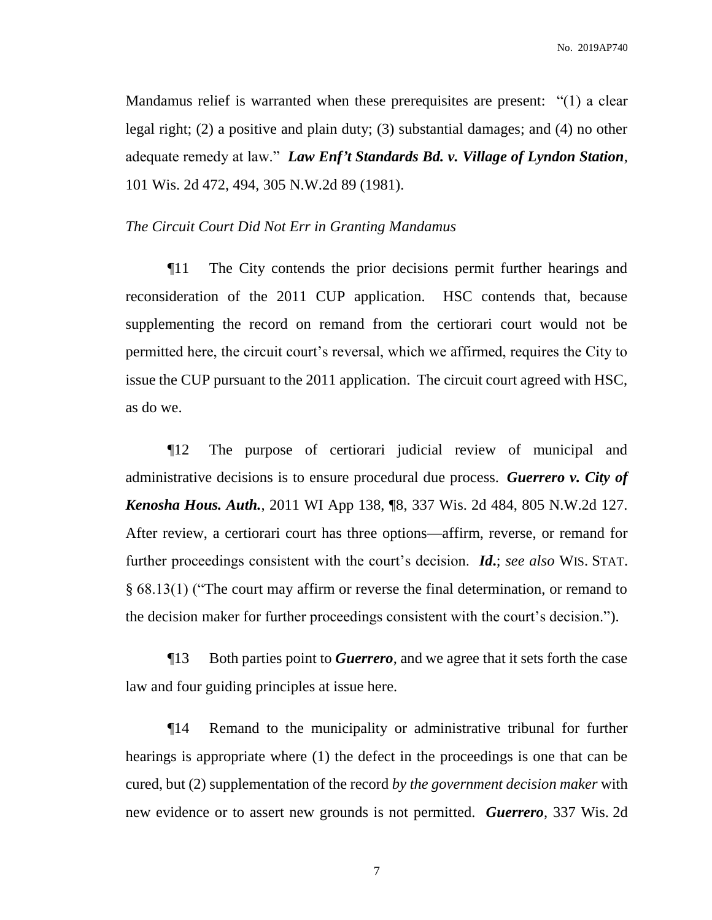Mandamus relief is warranted when these prerequisites are present: "(1) a clear legal right; (2) a positive and plain duty; (3) substantial damages; and (4) no other adequate remedy at law." ***Law Enf't Standards Bd. v. Village of Lyndon Station***, 101 Wis. 2d 472, 494, 305 N.W.2d 89 (1981).

*The Circuit Court Did Not Err in Granting Mandamus*

¶11 The City contends the prior decisions permit further hearings and reconsideration of the 2011 CUP application. HSC contends that, because supplementing the record on remand from the certiorari court would not be permitted here, the circuit court's reversal, which we affirmed, requires the City to issue the CUP pursuant to the 2011 application. The circuit court agreed with HSC, as do we.

¶12 The purpose of certiorari judicial review of municipal and administrative decisions is to ensure procedural due process. ***Guerrero v. City of Kenosha Hous. Auth.***, 2011 WI App 138, ¶8, 337 Wis. 2d 484, 805 N.W.2d 127. After review, a certiorari court has three options—affirm, reverse, or remand for further proceedings consistent with the court's decision. ***Id.***; *see also* WIS. STAT. § 68.13(1) ("The court may affirm or reverse the final determination, or remand to the decision maker for further proceedings consistent with the court's decision.").

¶13 Both parties point to ***Guerrero***, and we agree that it sets forth the case law and four guiding principles at issue here.

¶14 Remand to the municipality or administrative tribunal for further hearings is appropriate where (1) the defect in the proceedings is one that can be cured, but (2) supplementation of the record *by the government decision maker* with new evidence or to assert new grounds is not permitted. ***Guerrero***, 337 Wis. 2d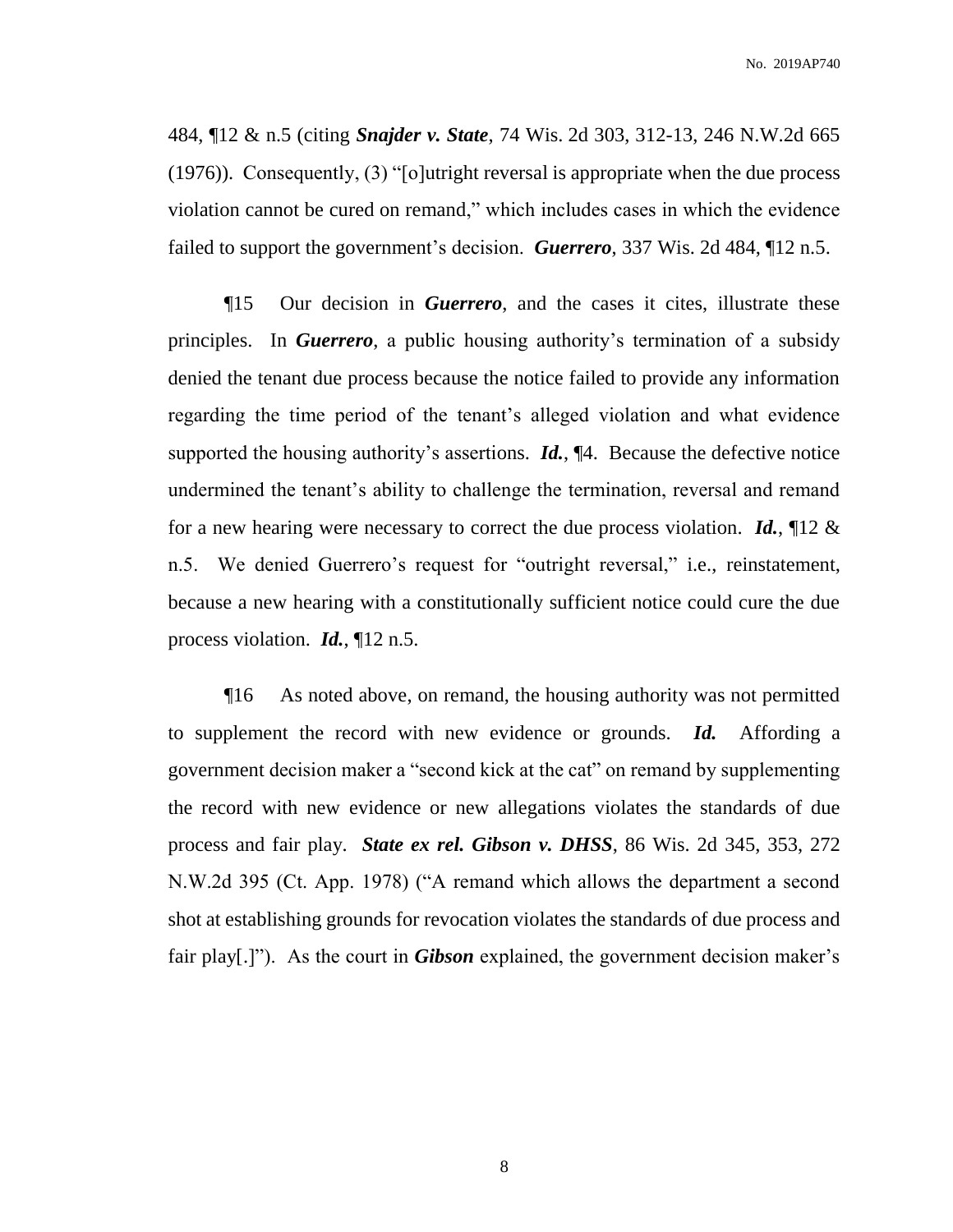484, ¶12 & n.5 (citing ***Snajder v. State***, 74 Wis. 2d 303, 312-13, 246 N.W.2d 665 (1976)). Consequently, (3) "[o]utright reversal is appropriate when the due process violation cannot be cured on remand," which includes cases in which the evidence failed to support the government's decision. ***Guerrero***, 337 Wis. 2d 484, ¶12 n.5.

¶15 Our decision in ***Guerrero***, and the cases it cites, illustrate these principles. In ***Guerrero***, a public housing authority's termination of a subsidy denied the tenant due process because the notice failed to provide any information regarding the time period of the tenant's alleged violation and what evidence supported the housing authority's assertions. ***Id.***, ¶4. Because the defective notice undermined the tenant's ability to challenge the termination, reversal and remand for a new hearing were necessary to correct the due process violation. ***Id.***, ¶12 & n.5. We denied Guerrero's request for "outright reversal," i.e., reinstatement, because a new hearing with a constitutionally sufficient notice could cure the due process violation. ***Id.***, ¶12 n.5.

¶16 As noted above, on remand, the housing authority was not permitted to supplement the record with new evidence or grounds. ***Id.*** Affording a government decision maker a "second kick at the cat" on remand by supplementing the record with new evidence or new allegations violates the standards of due process and fair play. ***State ex rel. Gibson v. DHSS***, 86 Wis. 2d 345, 353, 272 N.W.2d 395 (Ct. App. 1978) ("A remand which allows the department a second shot at establishing grounds for revocation violates the standards of due process and fair play[.]"). As the court in ***Gibson*** explained, the government decision maker's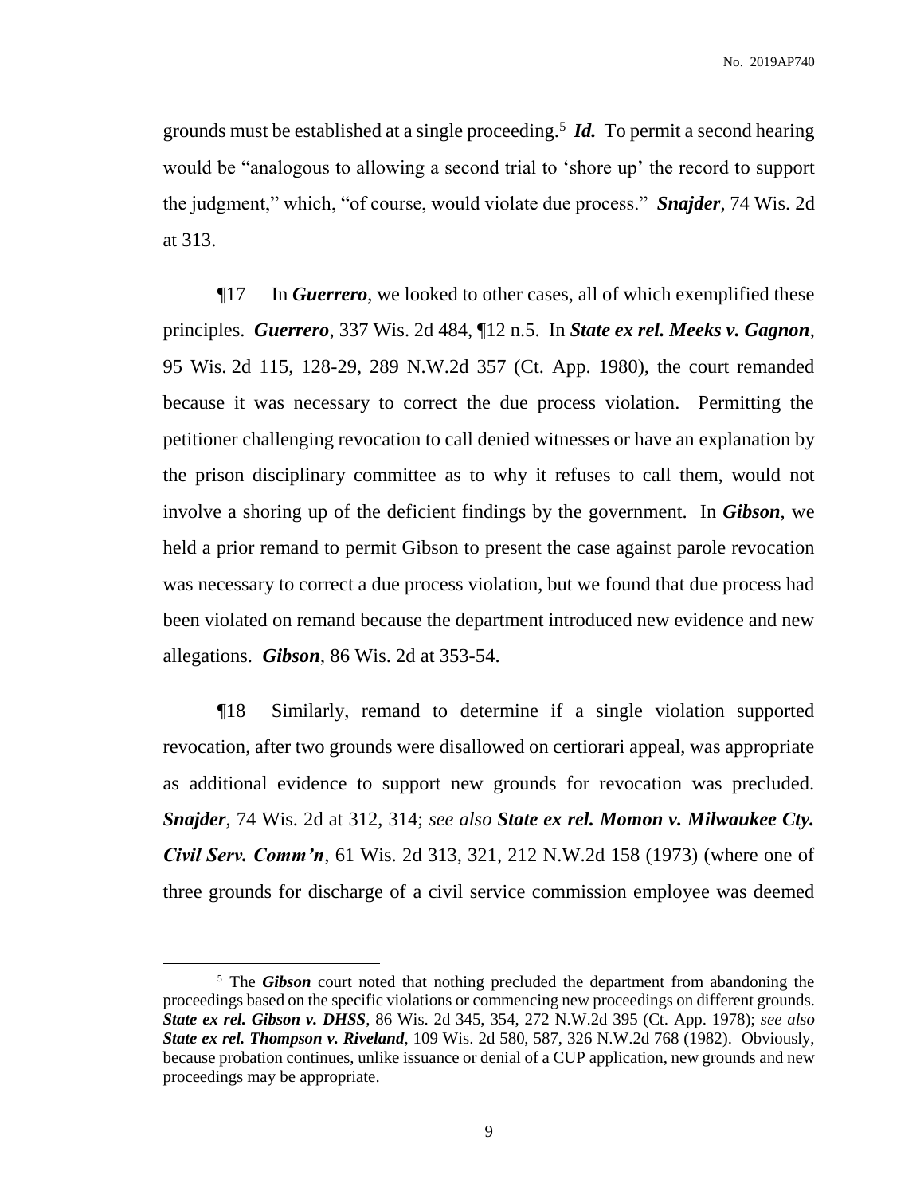grounds must be established at a single proceeding.[5] ***Id.*** To permit a second hearing would be "analogous to allowing a second trial to 'shore up' the record to support the judgment," which, "of course, would violate due process." ***Snajder***, 74 Wis. 2d at 313.

¶17 In ***Guerrero***, we looked to other cases, all of which exemplified these principles. ***Guerrero***, 337 Wis. 2d 484, ¶12 n.5. In ***State ex rel. Meeks v. Gagnon***, 95 Wis. 2d 115, 128-29, 289 N.W.2d 357 (Ct. App. 1980), the court remanded because it was necessary to correct the due process violation. Permitting the petitioner challenging revocation to call denied witnesses or have an explanation by the prison disciplinary committee as to why it refuses to call them, would not involve a shoring up of the deficient findings by the government. In ***Gibson***, we held a prior remand to permit Gibson to present the case against parole revocation was necessary to correct a due process violation, but we found that due process had been violated on remand because the department introduced new evidence and new allegations. ***Gibson***, 86 Wis. 2d at 353-54.

¶18 Similarly, remand to determine if a single violation supported revocation, after two grounds were disallowed on certiorari appeal, was appropriate as additional evidence to support new grounds for revocation was precluded. ***Snajder***, 74 Wis. 2d at 312, 314; *see also* ***State ex rel. Momon v. Milwaukee Cty. Civil Serv. Comm'n***, 61 Wis. 2d 313, 321, 212 N.W.2d 158 (1973) (where one of three grounds for discharge of a civil service commission employee was deemed

---

[5] The ***Gibson*** court noted that nothing precluded the department from abandoning the proceedings based on the specific violations or commencing new proceedings on different grounds. ***State ex rel. Gibson v. DHSS***, 86 Wis. 2d 345, 354, 272 N.W.2d 395 (Ct. App. 1978); *see also* ***State ex rel. Thompson v. Riveland***, 109 Wis. 2d 580, 587, 326 N.W.2d 768 (1982). Obviously, because probation continues, unlike issuance or denial of a CUP application, new grounds and new proceedings may be appropriate.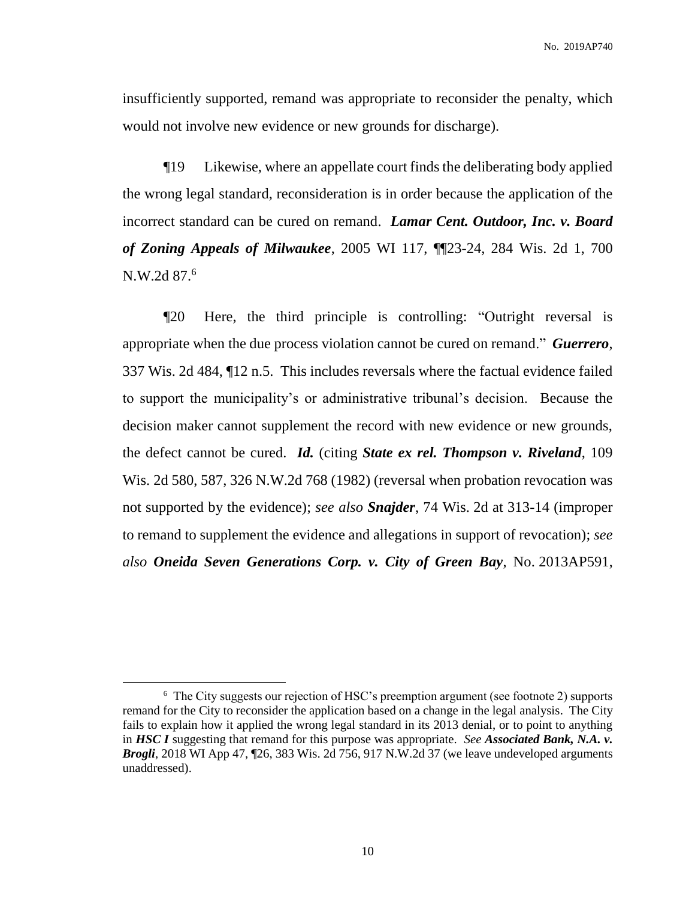insufficiently supported, remand was appropriate to reconsider the penalty, which would not involve new evidence or new grounds for discharge).

¶19 Likewise, where an appellate court finds the deliberating body applied the wrong legal standard, reconsideration is in order because the application of the incorrect standard can be cured on remand. ***Lamar Cent. Outdoor, Inc. v. Board of Zoning Appeals of Milwaukee***, 2005 WI 117, ¶¶23-24, 284 Wis. 2d 1, 700 N.W.2d 87.[6]

¶20 Here, the third principle is controlling: "Outright reversal is appropriate when the due process violation cannot be cured on remand." ***Guerrero***, 337 Wis. 2d 484, ¶12 n.5. This includes reversals where the factual evidence failed to support the municipality's or administrative tribunal's decision. Because the decision maker cannot supplement the record with new evidence or new grounds, the defect cannot be cured. ***Id.*** (citing ***State ex rel. Thompson v. Riveland***, 109 Wis. 2d 580, 587, 326 N.W.2d 768 (1982) (reversal when probation revocation was not supported by the evidence); *see also* ***Snajder***, 74 Wis. 2d at 313-14 (improper to remand to supplement the evidence and allegations in support of revocation); *see also* ***Oneida Seven Generations Corp. v. City of Green Bay***, No. 2013AP591,

---

[6] The City suggests our rejection of HSC's preemption argument (see footnote 2) supports remand for the City to reconsider the application based on a change in the legal analysis. The City fails to explain how it applied the wrong legal standard in its 2013 denial, or to point to anything in ***HSC I*** suggesting that remand for this purpose was appropriate. *See* ***Associated Bank, N.A. v. Brogli***, 2018 WI App 47, ¶26, 383 Wis. 2d 756, 917 N.W.2d 37 (we leave undeveloped arguments unaddressed).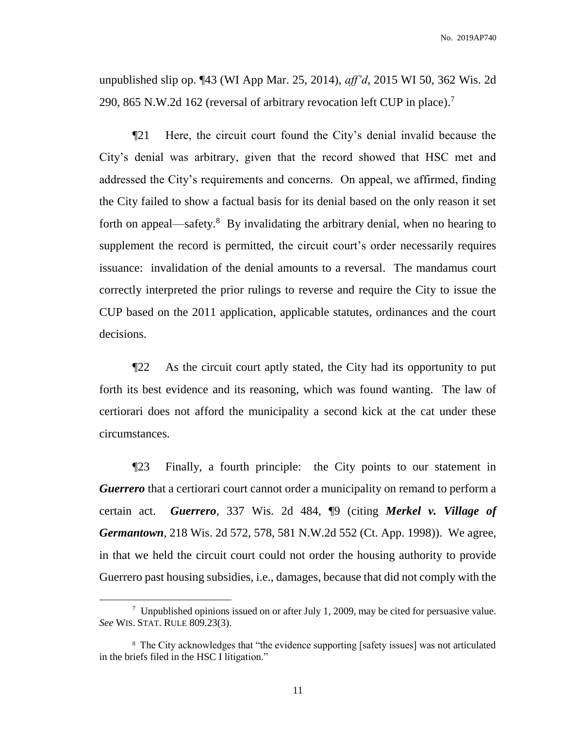unpublished slip op. ¶43 (WI App Mar. 25, 2014), *aff'd*, 2015 WI 50, 362 Wis. 2d 290, 865 N.W.2d 162 (reversal of arbitrary revocation left CUP in place).[7]

¶21 Here, the circuit court found the City's denial invalid because the City's denial was arbitrary, given that the record showed that HSC met and addressed the City's requirements and concerns. On appeal, we affirmed, finding the City failed to show a factual basis for its denial based on the only reason it set forth on appeal—safety.[8] By invalidating the arbitrary denial, when no hearing to supplement the record is permitted, the circuit court's order necessarily requires issuance: invalidation of the denial amounts to a reversal. The mandamus court correctly interpreted the prior rulings to reverse and require the City to issue the CUP based on the 2011 application, applicable statutes, ordinances and the court decisions.

¶22 As the circuit court aptly stated, the City had its opportunity to put forth its best evidence and its reasoning, which was found wanting. The law of certiorari does not afford the municipality a second kick at the cat under these circumstances.

¶23 Finally, a fourth principle: the City points to our statement in ***Guerrero*** that a certiorari court cannot order a municipality on remand to perform a certain act. ***Guerrero***, 337 Wis. 2d 484, ¶9 (citing ***Merkel v. Village of Germantown***, 218 Wis. 2d 572, 578, 581 N.W.2d 552 (Ct. App. 1998)). We agree, in that we held the circuit court could not order the housing authority to provide Guerrero past housing subsidies, i.e., damages, because that did not comply with the

---

[7] Unpublished opinions issued on or after July 1, 2009, may be cited for persuasive value. *See* WIS. STAT. RULE 809.23(3).

[8] The City acknowledges that "the evidence supporting [safety issues] was not articulated in the briefs filed in the HSC I litigation."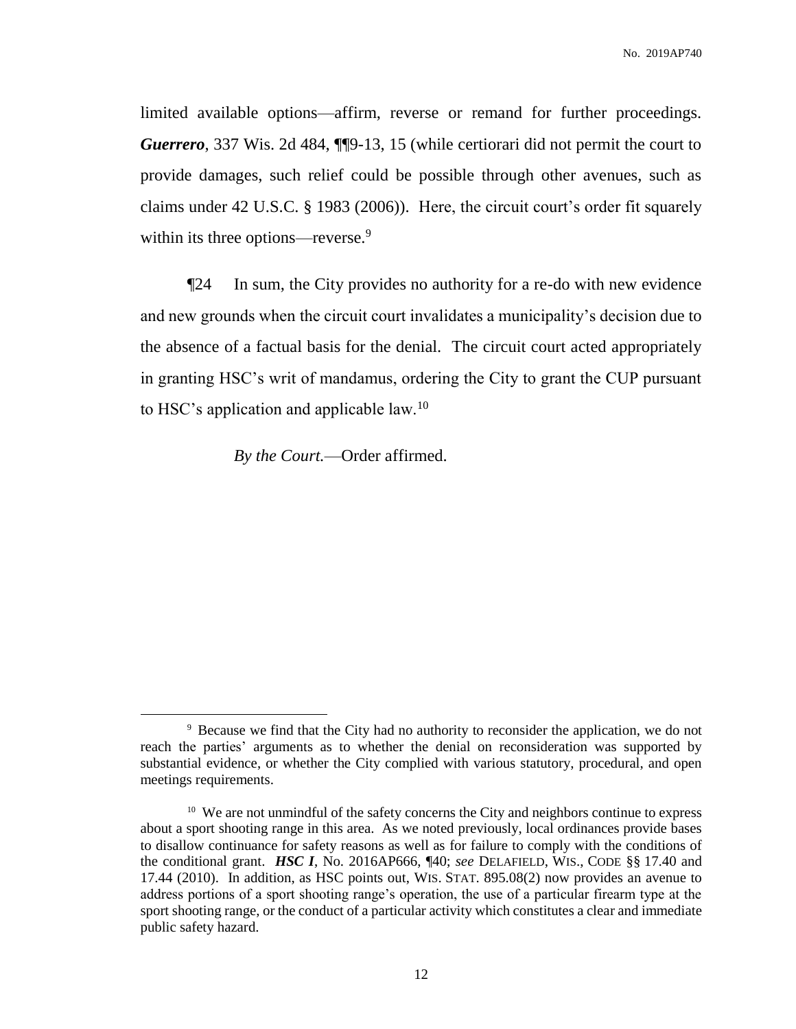limited available options—affirm, reverse or remand for further proceedings. ***Guerrero***, 337 Wis. 2d 484, ¶¶9-13, 15 (while certiorari did not permit the court to provide damages, such relief could be possible through other avenues, such as claims under 42 U.S.C. § 1983 (2006)). Here, the circuit court's order fit squarely within its three options—reverse.[9]

¶24 In sum, the City provides no authority for a re-do with new evidence and new grounds when the circuit court invalidates a municipality's decision due to the absence of a factual basis for the denial. The circuit court acted appropriately in granting HSC's writ of mandamus, ordering the City to grant the CUP pursuant to HSC's application and applicable law.[10]

*By the Court.*—Order affirmed.

---

[9] Because we find that the City had no authority to reconsider the application, we do not reach the parties' arguments as to whether the denial on reconsideration was supported by substantial evidence, or whether the City complied with various statutory, procedural, and open meetings requirements.

[10] We are not unmindful of the safety concerns the City and neighbors continue to express about a sport shooting range in this area. As we noted previously, local ordinances provide bases to disallow continuance for safety reasons as well as for failure to comply with the conditions of the conditional grant. ***HSC I***, No. 2016AP666, ¶40; *see* DELAFIELD, WIS., CODE §§ 17.40 and 17.44 (2010). In addition, as HSC points out, WIS. STAT. 895.08(2) now provides an avenue to address portions of a sport shooting range's operation, the use of a particular firearm type at the sport shooting range, or the conduct of a particular activity which constitutes a clear and immediate public safety hazard.